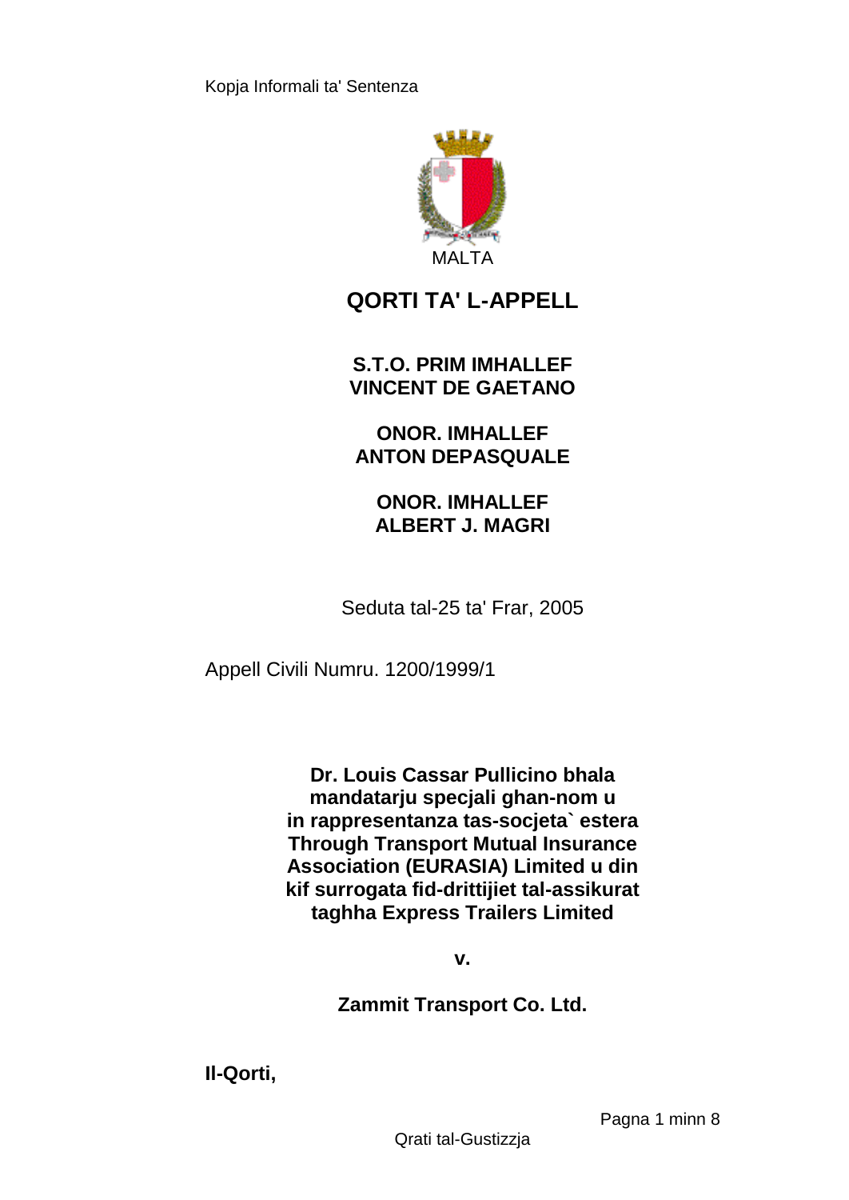Kopja Informali ta' Sentenza

MALTA

# QORTI TA' L-APPELL

**S.T.O. PRIM IMHALLEF VINCENT DE GAETANO**

**ONOR. IMHALLEF ANTON DEPASQUALE**

**ONOR. IMHALLEF ALBERT J. MAGRI**

Seduta tal-25 ta' Frar, 2005

Appell Civili Numru. 1200/1999/1

**Dr. Louis Cassar Pullicino bhala mandatarju specjali ghan-nom u in rappresentanza tas-socjeta` estera Through Transport Mutual Insurance Association (EURASIA) Limited u din kif surrogata fid-drittijiet tal-assikurat taghha Express Trailers Limited**

**v.**

**Zammit Transport Co. Ltd.**

**Il-Qorti,**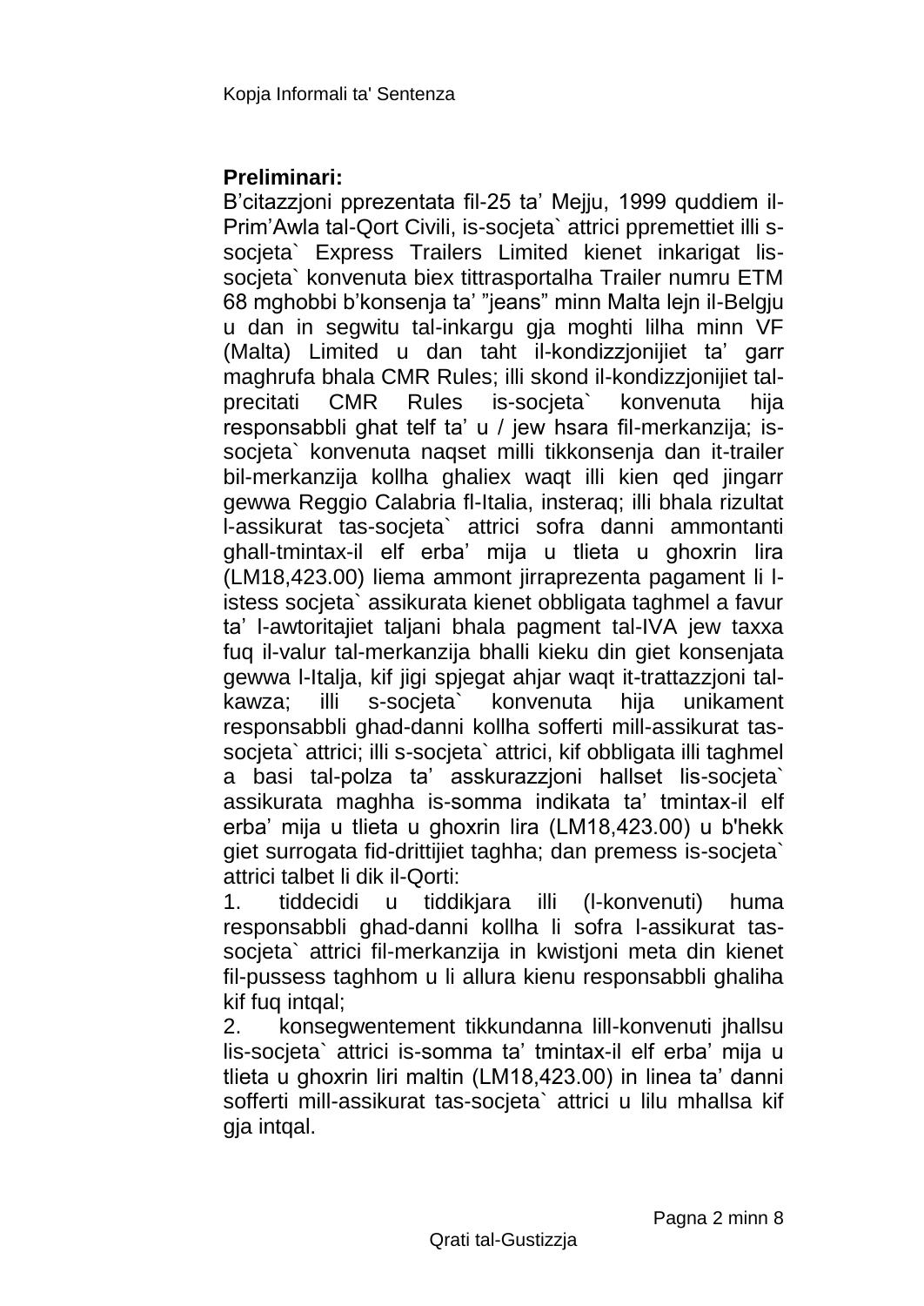**Preliminari:**

B'citazzjoni pprezentata fil-25 ta' Mejju, 1999 quddiem il-Prim'Awla tal-Qort Civili, is-socjeta` attrici ppremettiet illi s-socjeta` Express Trailers Limited kienet inkarigat lis-socjeta` konvenuta biex tittrasportalha Trailer numru ETM 68 mghobbi b'konsenja ta' "jeans" minn Malta lejn il-Belgju u dan in segwitu tal-inkargu gja moghti lilha minn VF (Malta) Limited u dan taht il-kondizzjonijiet ta' garr maghrufa bhala CMR Rules; illi skond il-kondizzjonijiet tal-precitati CMR Rules is-socjeta` konvenuta hija responsabbli ghat telf ta' u / jew hsara fil-merkanzija; is-socjeta` konvenuta naqset milli tikkonsenja dan it-trailer bil-merkanzija kollha ghaliex waqt illi kien qed jingarr gewwa Reggio Calabria fl-Italia, insteraq; illi bhala rizultat l-assikurat tas-socjeta` attrici sofra danni ammontanti ghall-tmintax-il elf erba' mija u tlieta u ghoxrin lira (LM18,423.00) liema ammont jirraprezenta pagament li l-istess socjeta` assikurata kienet obbligata taghmel a favur ta' l-awtoritajiet taljani bhala pagment tal-IVA jew taxxa fuq il-valur tal-merkanzija bhalli kieku din giet konsenjata gewwa l-Italja, kif jigi spjegat ahjar waqt it-trattazzjoni tal-kawza; illi s-socjeta` konvenuta hija unikament responsabbli ghad-danni kollha sofferti mill-assikurat tas-socjeta` attrici; illi s-socjeta` attrici, kif obbligata illi taghmel a basi tal-polza ta' asskurazzjoni hallset lis-socjeta` assikurata maghha is-somma indikata ta' tmintax-il elf erba' mija u tlieta u ghoxrin lira (LM18,423.00) u b'hekk giet surrogata fid-drittijiet taghha; dan premess is-socjeta` attrici talbet li dik il-Qorti:

1. tiddecidi u tiddikjara illi (l-konvenuti) huma responsabbli ghad-danni kollha li sofra l-assikurat tas-socjeta` attrici fil-merkanzija in kwistjoni meta din kienet fil-pussess taghhom u li allura kienu responsabbli ghaliha kif fuq intqal;
2. konsegwentement tikkundanna lill-konvenuti jhallsu lis-socjeta` attrici is-somma ta' tmintax-il elf erba' mija u tlieta u ghoxrin liri maltin (LM18,423.00) in linea ta' danni sofferti mill-assikurat tas-socjeta` attrici u lilu mhallsa kif gja intqal.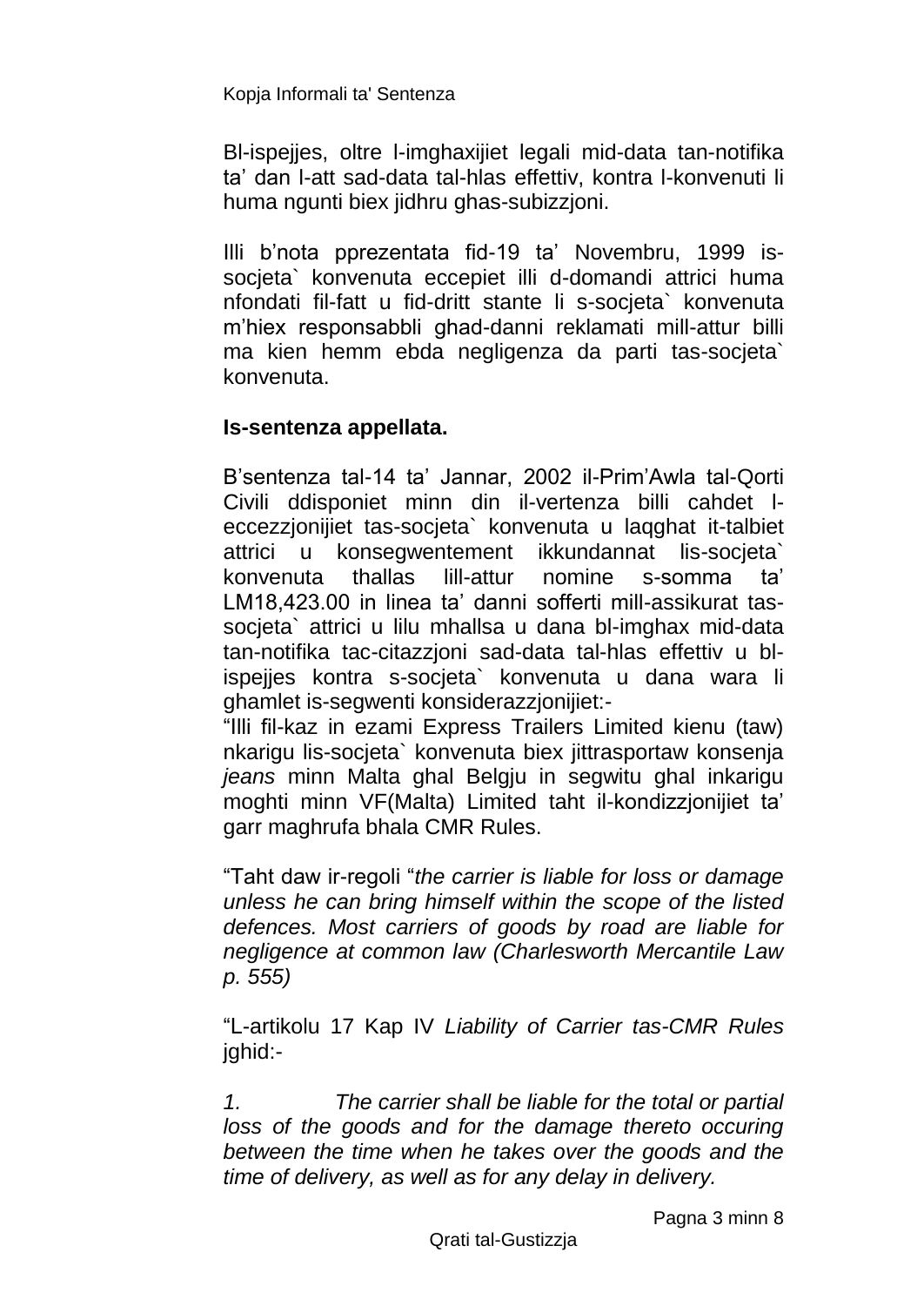Bl-ispejjes, oltre l-imghaxijiet legali mid-data tan-notifika ta' dan l-att sad-data tal-hlas effettiv, kontra l-konvenuti li huma ngunti biex jidhru ghas-subizzjoni.

Illi b'nota pprezentata fid-19 ta' Novembru, 1999 is-socjeta` konvenuta eccepiet illi d-domandi attrici huma nfondati fil-fatt u fid-dritt stante li s-socjeta` konvenuta m'hiex responsabbli ghad-danni reklamati mill-attur billi ma kien hemm ebda negligenza da parti tas-socjeta` konvenuta.

**Is-sentenza appellata.**

B'sentenza tal-14 ta' Jannar, 2002 il-Prim'Awla tal-Qorti Civili ddisponiet minn din il-vertenza billi cahdet l-eccezzjonijiet tas-socjeta` konvenuta u laqghat it-talbiet attrici u konsegwentement ikkundannat lis-socjeta` konvenuta thallas lill-attur nomine s-somma ta' LM18,423.00 in linea ta' danni sofferti mill-assikurat tas-socjeta` attrici u lilu mhallsa u dana bl-imghax mid-data tan-notifika tac-citazzjoni sad-data tal-hlas effettiv u bl-ispejjes kontra s-socjeta` konvenuta u dana wara li ghamlet is-segwenti konsiderazzjonijiet:-

"Illi fil-kaz in ezami Express Trailers Limited kienu (taw) nkarigu lis-socjeta` konvenuta biex jittrasportaw konsenja *jeans* minn Malta ghal Belgju in segwitu ghal inkarigu moghti minn VF(Malta) Limited taht il-kondizzjonijiet ta' garr maghrufa bhala CMR Rules.

"Taht daw ir-regoli "*the carrier is liable for loss or damage unless he can bring himself within the scope of the listed defences. Most carriers of goods by road are liable for negligence at common law (Charlesworth Mercantile Law p. 555)*

"L-artikolu 17 Kap IV *Liability of Carrier tas-CMR Rules* jghid:-

*1. The carrier shall be liable for the total or partial loss of the goods and for the damage thereto occuring between the time when he takes over the goods and the time of delivery, as well as for any delay in delivery.*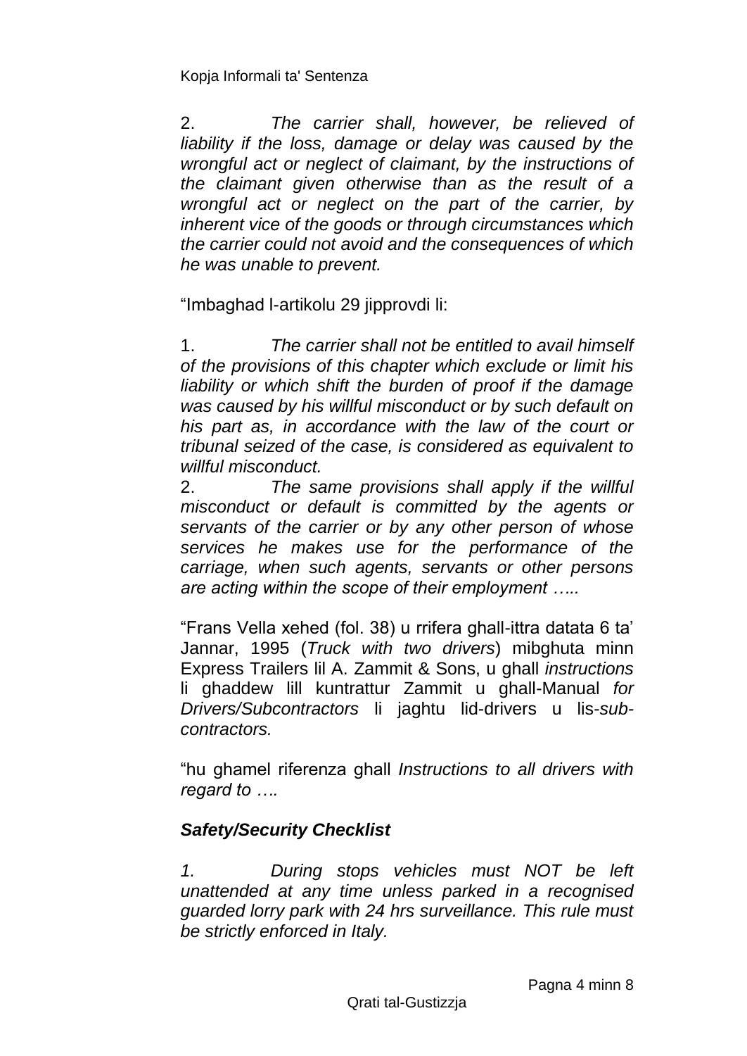2. *The carrier shall, however, be relieved of liability if the loss, damage or delay was caused by the wrongful act or neglect of claimant, by the instructions of the claimant given otherwise than as the result of a wrongful act or neglect on the part of the carrier, by inherent vice of the goods or through circumstances which the carrier could not avoid and the consequences of which he was unable to prevent.*

"Imbaghad l-artikolu 29 jipprovdi li:

1. *The carrier shall not be entitled to avail himself of the provisions of this chapter which exclude or limit his liability or which shift the burden of proof if the damage was caused by his willful misconduct or by such default on his part as, in accordance with the law of the court or tribunal seized of the case, is considered as equivalent to willful misconduct.*
2. *The same provisions shall apply if the willful misconduct or default is committed by the agents or servants of the carrier or by any other person of whose services he makes use for the performance of the carriage, when such agents, servants or other persons are acting within the scope of their employment …..*

"Frans Vella xehed (fol. 38) u rrifera ghall-ittra datata 6 ta' Jannar, 1995 (*Truck with two drivers*) mibghuta minn Express Trailers lil A. Zammit & Sons, u ghall *instructions* li ghaddew lill kuntrattur Zammit u ghall-Manual *for Drivers/Subcontractors* li jaghtu lid-drivers u lis-*sub-contractors.*

"hu ghamel riferenza ghall *Instructions to all drivers with regard to ….*

***Safety/Security Checklist***

*1. During stops vehicles must NOT be left unattended at any time unless parked in a recognised guarded lorry park with 24 hrs surveillance. This rule must be strictly enforced in Italy.*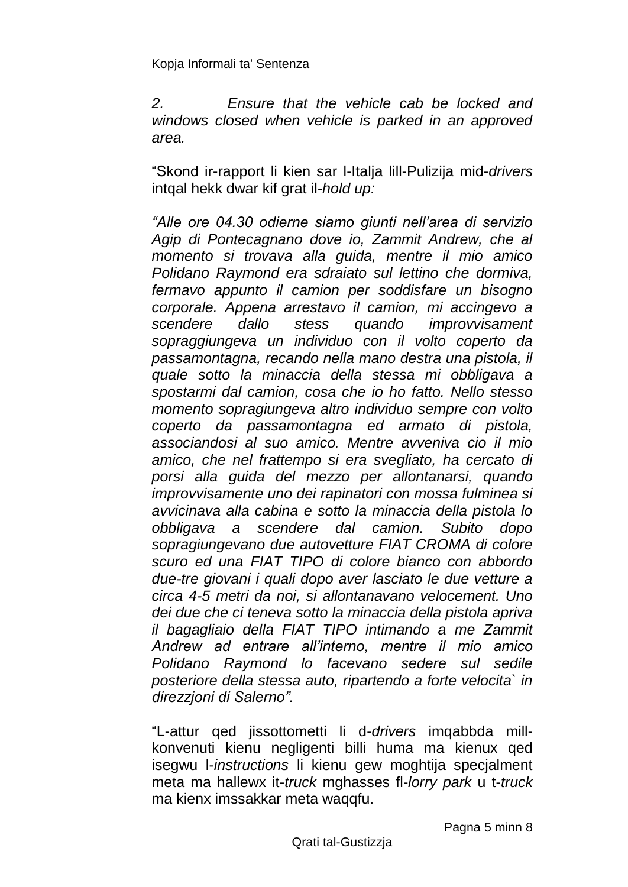*2. Ensure that the vehicle cab be locked and windows closed when vehicle is parked in an approved area.*

"Skond ir-rapport li kien sar l-Italja lill-Pulizija mid-*drivers* intqal hekk dwar kif grat il-*hold up:*

*"Alle ore 04.30 odierne siamo giunti nell'area di servizio Agip di Pontecagnano dove io, Zammit Andrew, che al momento si trovava alla guida, mentre il mio amico Polidano Raymond era sdraiato sul lettino che dormiva, fermavo appunto il camion per soddisfare un bisogno corporale. Appena arrestavo il camion, mi accingevo a scendere dallo stess quando improvvisament sopraggiungeva un individuo con il volto coperto da passamontagna, recando nella mano destra una pistola, il quale sotto la minaccia della stessa mi obbligava a spostarmi dal camion, cosa che io ho fatto. Nello stesso momento sopragiungeva altro individuo sempre con volto coperto da passamontagna ed armato di pistola, associandosi al suo amico. Mentre avveniva cio il mio amico, che nel frattempo si era svegliato, ha cercato di porsi alla guida del mezzo per allontanarsi, quando improvvisamente uno dei rapinatori con mossa fulminea si avvicinava alla cabina e sotto la minaccia della pistola lo obbligava a scendere dal camion. Subito dopo sopragiungevano due autovetture FIAT CROMA di colore scuro ed una FIAT TIPO di colore bianco con abbordo due-tre giovani i quali dopo aver lasciato le due vetture a circa 4-5 metri da noi, si allontanavano velocement. Uno dei due che ci teneva sotto la minaccia della pistola apriva il bagagliaio della FIAT TIPO intimando a me Zammit Andrew ad entrare all'interno, mentre il mio amico Polidano Raymond lo facevano sedere sul sedile posteriore della stessa auto, ripartendo a forte velocita` in direzzjoni di Salerno".*

"L-attur qed jissottometti li d-*drivers* imqabbda mill-konvenuti kienu negligenti billi huma ma kienux qed isegwu l-*instructions* li kienu gew moghtija specjalment meta ma hallewx it-*truck* mghasses fl-*lorry park* u t-*truck* ma kienx imssakkar meta waqqfu.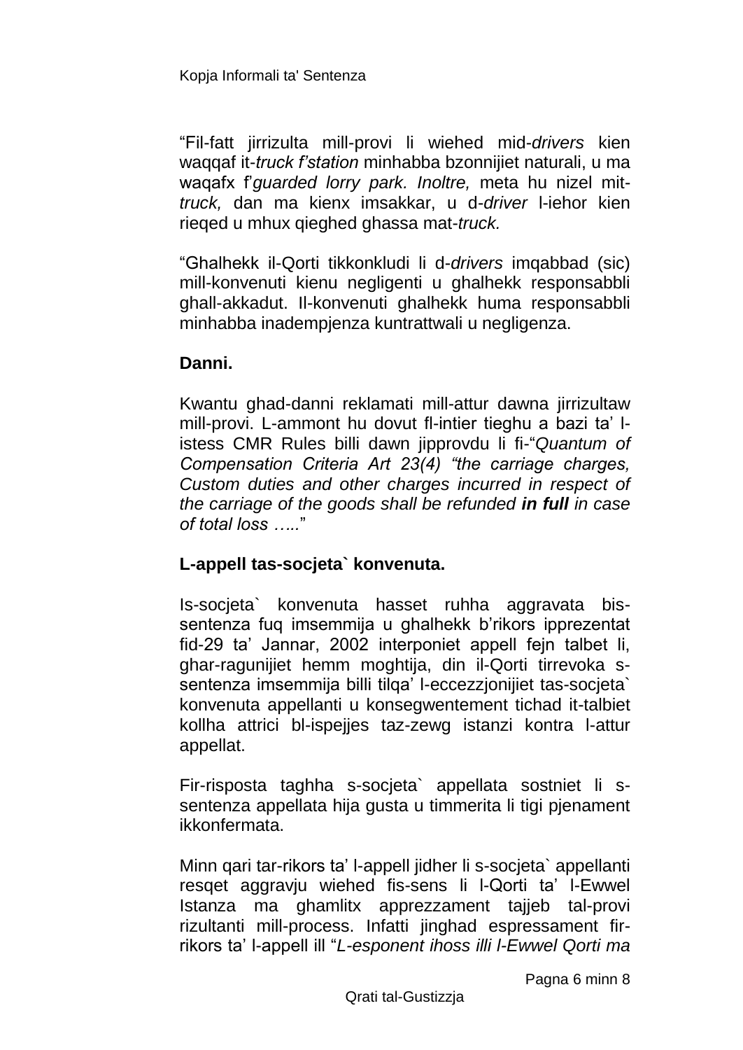"Fil-fatt jirrizulta mill-provi li wiehed mid-*drivers* kien waqqaf it-*truck f'station* minhabba bzonnijiet naturali, u ma waqafx f'*guarded lorry park. Inoltre,* meta hu nizel mit-*truck,* dan ma kienx imsakkar, u d-*driver* l-iehor kien rieqed u mhux qieghed ghassa mat-*truck.*

"Ghalhekk il-Qorti tikkonkludi li d-*drivers* imqabbad (sic) mill-konvenuti kienu negligenti u ghalhekk responsabbli ghall-akkadut. Il-konvenuti ghalhekk huma responsabbli minhabba inadempjenza kuntrattwali u negligenza.

**Danni.**

Kwantu ghad-danni reklamati mill-attur dawna jirrizultaw mill-provi. L-ammont hu dovut fl-intier tieghu a bazi ta' l-istess CMR Rules billi dawn jipprovdu li fi-"*Quantum of Compensation Criteria Art 23(4) "the carriage charges, Custom duties and other charges incurred in respect of the carriage of the goods shall be refunded* ***in full*** *in case of total loss …..*"

**L-appell tas-socjeta` konvenuta.**

Is-socjeta` konvenuta hasset ruhha aggravata bis-sentenza fuq imsemmija u ghalhekk b'rikorsipprezentat fid-29 ta' Jannar, 2002 interponiet appell fejn talbet li, ghar-ragunijiet hemm moghtija, din il-Qorti tirrevoka s-sentenza imsemmija billi tilqa' l-eccezzjonijiet tas-socjeta` konvenuta appellanti u konsegwentement tichad it-talbiet kollha attrici bl-ispejjes taz-zewg istanzi kontra l-attur appellat.

Fir-risposta taghha s-socjeta` appellata sostniet li s-sentenza appellata hija gusta u timmerita li tigi pjenament ikkonfermata.

Minn qari tar-rikors ta' l-appell jidher li s-socjeta` appellanti resqet aggravju wiehed fis-sens li l-Qorti ta' l-Ewwel Istanza ma ghamlitx apprezzament tajjeb tal-provi rizultanti mill-process. Infatti jinghad espressament fir-rikors ta' l-appell ill "*L-esponent ihoss illi l-Ewwel Qorti ma*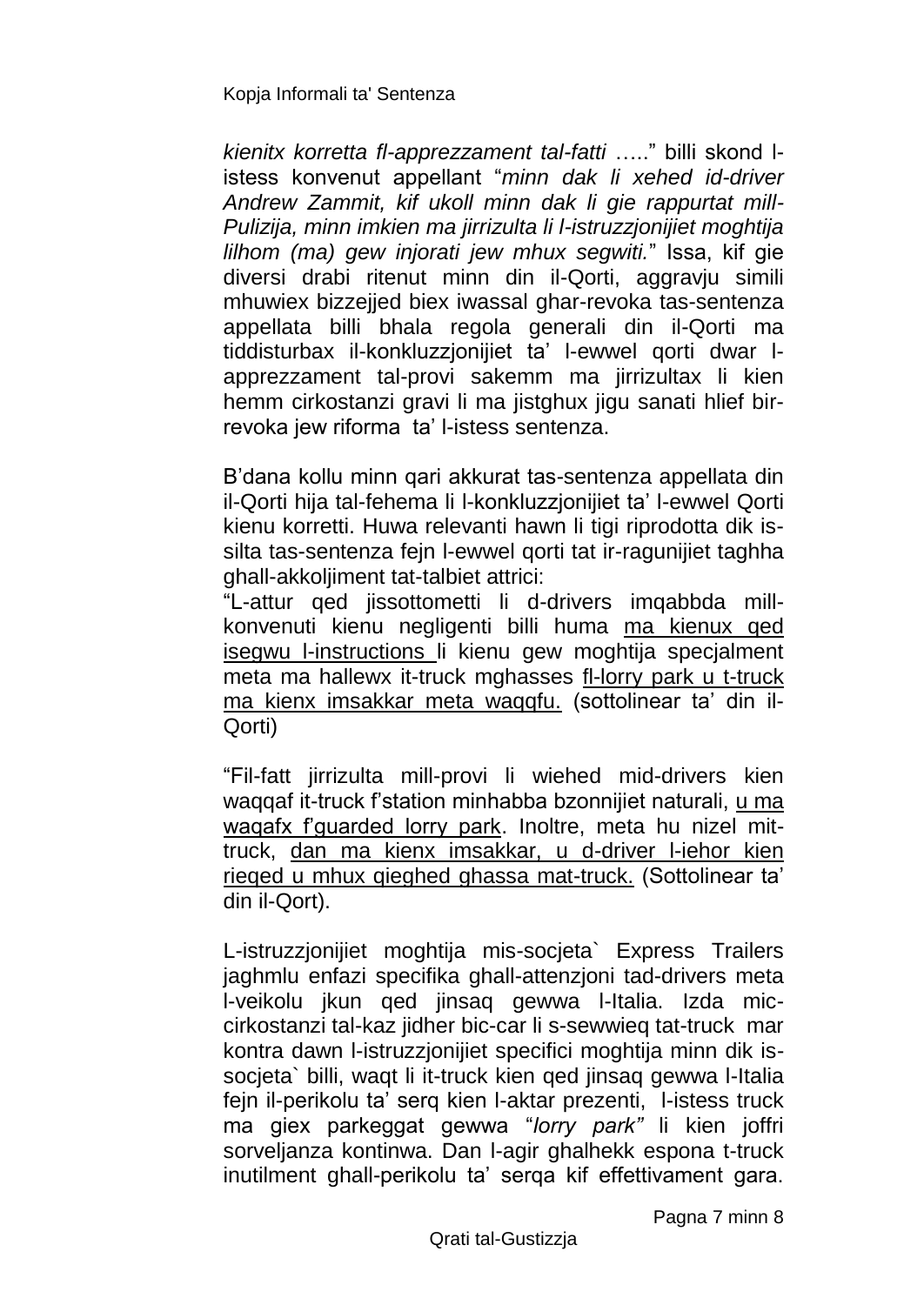*kienitx korretta fl-apprezzament tal-fatti* …..” billi skond l-istess konvenut appellant “*minn dak li xehed id-driver Andrew Zammit, kif ukoll minn dak li gie rappurtat mill-Pulizija, minn imkien ma jirrizulta li l-istruzzjonijiet moghtija lilhom (ma) gew injorati jew mhux segwiti.*” Issa, kif gie diversi drabi ritenut minn din il-Qorti, aggravju simili mhuwiex bizzejjed biex iwassal ghar-revoka tas-sentenza appellata billi bhala regola generali din il-Qorti ma tiddisturbax il-konkluzzjonijiet ta’ l-ewwel qorti dwar l-apprezzament tal-provi sakemm ma jirrizultax li kien hemm cirkostanzi gravi li ma jistghux jigu sanati hlief bir-revoka jew riforma ta’ l-istess sentenza.

B’dana kollu minn qari akkurat tas-sentenza appellata din il-Qorti hija tal-fehema li l-konkluzzjonijiet ta’ l-ewwel Qorti kienu korretti. Huwa relevanti hawn li tigi riprodotta dik is-silta tas-sentenza fejn l-ewwel qorti tat ir-ragunijiet taghha ghall-akkoljiment tat-talbiet attrici:

“L-attur qed jissottometti li d-drivers imqabbda mill-konvenuti kienu negligenti billi huma <u>ma kienux qed isegwu l-instructions</u> li kienu gew moghtija specjalment meta ma hallewx it-truck mghasses <u>fl-lorry park u t-truck ma kienx imsakkar meta waqqfu.</u> (sottolinear ta’ din il-Qorti)

“Fil-fatt jirrizulta mill-provi li wiehed mid-drivers kien waqqaf it-truck f’station minhabba bzonnijiet naturali, <u>u ma waqafx f’guarded lorry park</u>. Inoltre, meta hu nizel mit-truck, <u>dan ma kienx imsakkar, u d-driver l-iehor kien rieqed u mhux qieghed ghassa mat-truck.</u> (Sottolinear ta’ din il-Qort).

L-istruzzjonijiet moghtija mis-socjeta` Express Trailers jaghmlu enfazi specifika ghall-attenzjoni tad-drivers meta l-veikolu jkun qed jinsaq gewwa l-Italia. Izda mic-cirkostanzi tal-kaz jidher bic-car li s-sewwieq tat-truck mar kontra dawn l-istruzzjonijiet specifici moghtija minn dik is-socjeta` billi, waqt li it-truck kien qed jinsaq gewwa l-Italia fejn il-perikolu ta’ serq kien l-aktar prezenti, l-istess truck ma giex parkeggat gewwa “*lorry park”* li kien joffri sorveljanza kontinwa. Dan l-agir ghalhekk espona t-truck inutilment ghall-perikolu ta’ serqa kif effettivament gara.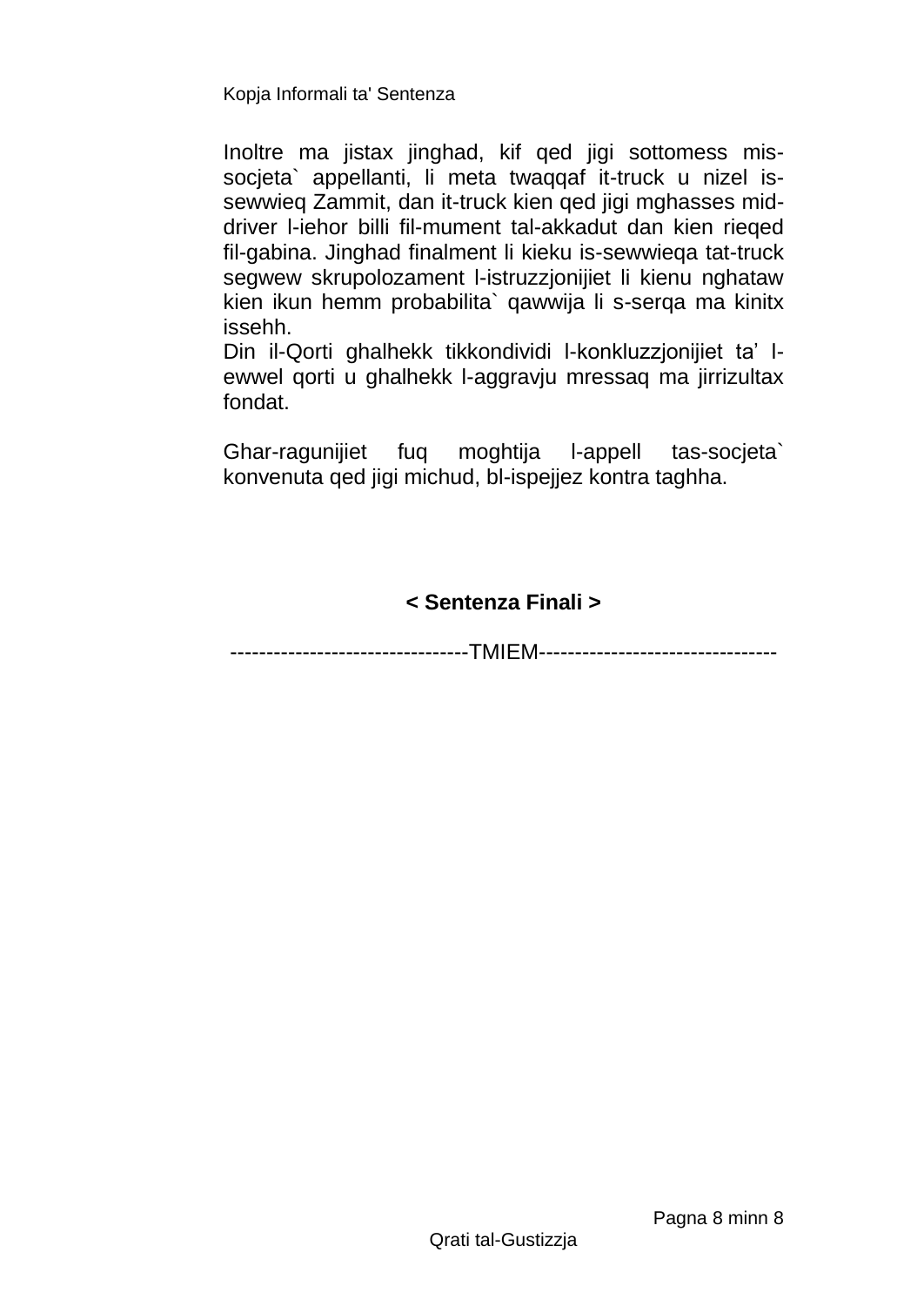Inoltre ma jistax jinghad, kif qed jigi sottomess mis-socjeta` appellanti, li meta twaqqaf it-truck u nizel is-sewwieq Zammit, dan it-truck kien qed jigi mghasses mid-driver l-iehor billi fil-mument tal-akkadut dan kien rieqed fil-gabina. Jinghad finalment li kieku is-sewwieqa tat-truck segwew skrupolozament l-istruzzjonijiet li kienu nghataw kien ikun hemm probabilita` qawwija li s-serqa ma kinitx issehh.

Din il-Qorti ghalhekk tikkondividi l-konkluzzjonijiet ta' l-ewwel qorti u ghalhekk l-aggravju mressaq ma jirrizultax fondat.

Ghar-ragunijiet fuq moghtija l-appell tas-socjeta` konvenuta qed jigi michud, bl-ispejjez kontra taghha.

**< Sentenza Finali >**

---------------------------------TMIEM---------------------------------